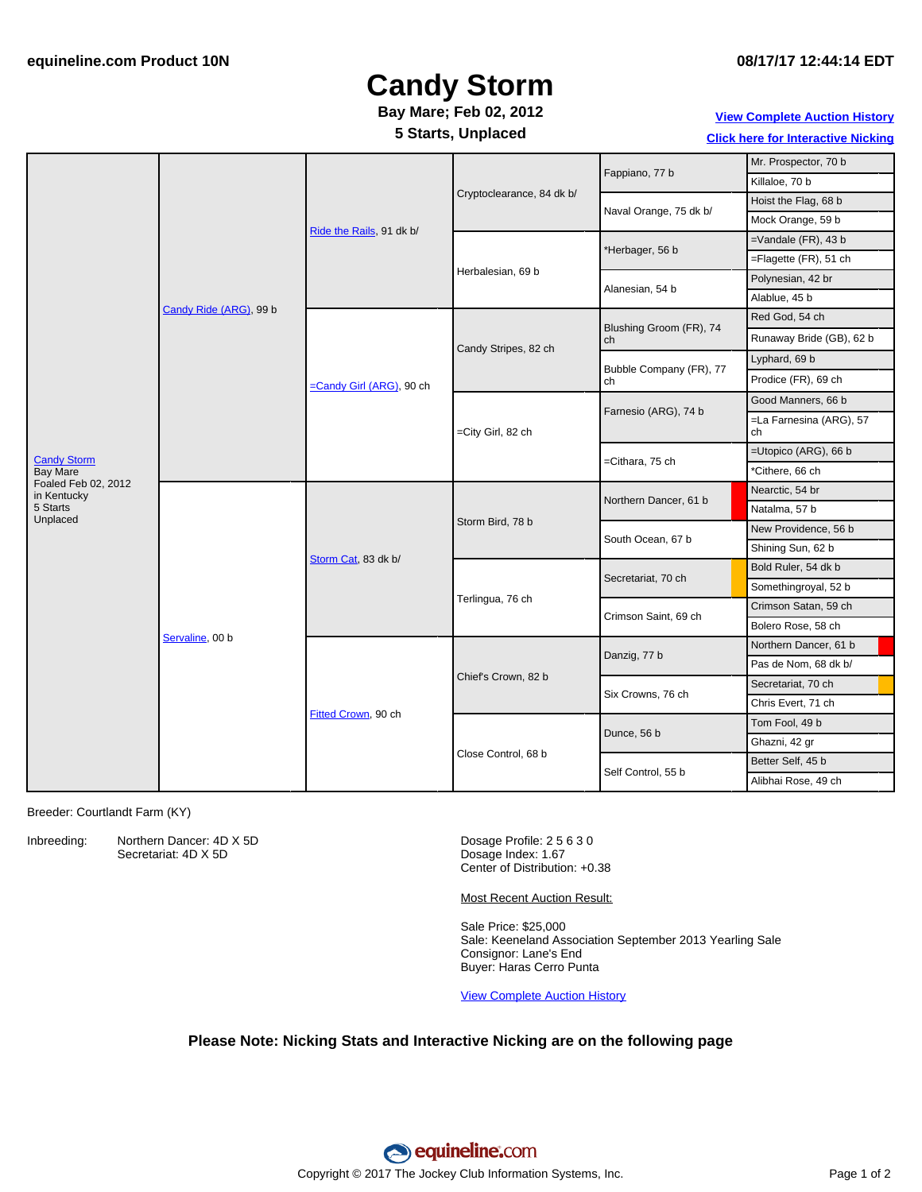equineline.com Product 10N

08/17/17 12:44:14 EDT

# Candy Storm

**Bay Mare; Feb 02, 2012**

**5 Starts, Unplaced**

View Complete Auction History

Click here for Interactive Nicking

| Horse | Sire/Dam | Grandparents | Great-grandparents | 3rd generation | 4th generation |
|---|---|---|---|---|---|
| Candy Storm<br>Bay Mare<br>Foaled Feb 02, 2012<br>in Kentucky<br>5 Starts<br>Unplaced | Candy Ride (ARG), 99 b | Ride the Rails, 91 dk b/ | Cryptoclearance, 84 dk b/ | Fappiano, 77 b | Mr. Prospector, 70 b |
| | | | | | Killaloe, 70 b |
| | | | | Naval Orange, 75 dk b/ | Hoist the Flag, 68 b |
| | | | | | Mock Orange, 59 b |
| | | | Herbalesian, 69 b | *Herbager, 56 b | =Vandale (FR), 43 b |
| | | | | | =Flagette (FR), 51 ch |
| | | | | Alanesian, 54 b | Polynesian, 42 br |
| | | | | | Alablue, 45 b |
| | | =Candy Girl (ARG), 90 ch | Candy Stripes, 82 ch | Blushing Groom (FR), 74 ch | Red God, 54 ch |
| | | | | | Runaway Bride (GB), 62 b |
| | | | | Bubble Company (FR), 77 ch | Lyphard, 69 b |
| | | | | | Prodice (FR), 69 ch |
| | | | =City Girl, 82 ch | Farnesio (ARG), 74 b | Good Manners, 66 b |
| | | | | | =La Farnesina (ARG), 57 ch |
| | | | | =Cithara, 75 ch | =Utopico (ARG), 66 b |
| | | | | | *Cithere, 66 ch |
| | Servaline, 00 b | Storm Cat, 83 dk b/ | Storm Bird, 78 b | Northern Dancer, 61 b | Nearctic, 54 br |
| | | | | | Natalma, 57 b |
| | | | | South Ocean, 67 b | New Providence, 56 b |
| | | | | | Shining Sun, 62 b |
| | | | Terlingua, 76 ch | Secretariat, 70 ch | Bold Ruler, 54 dk b |
| | | | | | Somethingroyal, 52 b |
| | | | | Crimson Saint, 69 ch | Crimson Satan, 59 ch |
| | | | | | Bolero Rose, 58 ch |
| | | Fitted Crown, 90 ch | Chief's Crown, 82 b | Danzig, 77 b | Northern Dancer, 61 b |
| | | | | | Pas de Nom, 68 dk b/ |
| | | | | Six Crowns, 76 ch | Secretariat, 70 ch |
| | | | | | Chris Evert, 71 ch |
| | | | Close Control, 68 b | Dunce, 56 b | Tom Fool, 49 b |
| | | | | | Ghazni, 42 gr |
| | | | | Self Control, 55 b | Better Self, 45 b |
| | | | | | Alibhai Rose, 49 ch |

Breeder: Courtlandt Farm (KY)

Inbreeding:
- Northern Dancer: 4D X 5D
- Secretariat: 4D X 5D

Dosage Profile: 2 5 6 3 0
Dosage Index: 1.67
Center of Distribution: +0.38

Most Recent Auction Result:

Sale Price: $25,000
Sale: Keeneland Association September 2013 Yearling Sale
Consignor: Lane's End
Buyer: Haras Cerro Punta

View Complete Auction History

**Please Note: Nicking Stats and Interactive Nicking are on the following page**

Copyright © 2017 The Jockey Club Information Systems, Inc.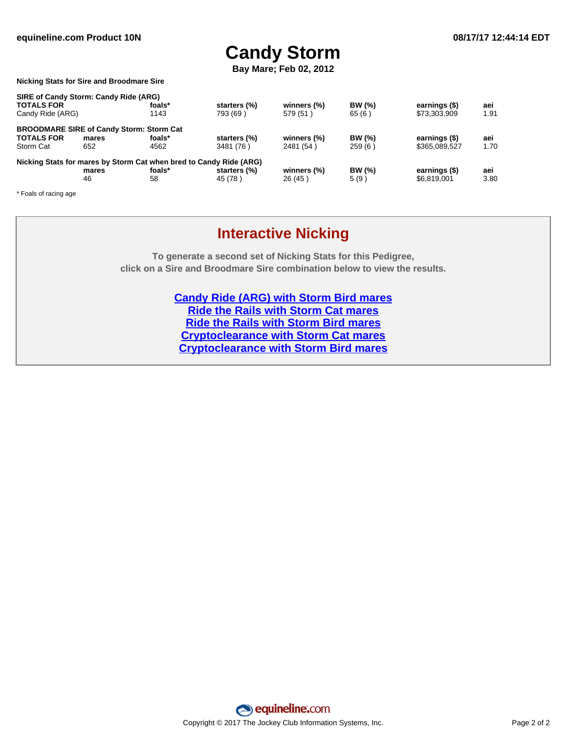# Candy Storm

**Bay Mare; Feb 02, 2012**

**Nicking Stats for Sire and Broodmare Sire**

**SIRE of Candy Storm: Candy Ride (ARG)**

| TOTALS FOR | | foals* | starters (%) | winners (%) | BW (%) | earnings ($) | aei |
|---|---|---|---|---|---|---|---|
| Candy Ride (ARG) | | 1143 | 793 (69 ) | 579 (51 ) | 65 (6 ) | $73,303,909 | 1.91 |

**BROODMARE SIRE of Candy Storm: Storm Cat**

| TOTALS FOR | mares | foals* | starters (%) | winners (%) | BW (%) | earnings ($) | aei |
|---|---|---|---|---|---|---|---|
| Storm Cat | 652 | 4562 | 3481 (76 ) | 2481 (54 ) | 259 (6 ) | $365,089,527 | 1.70 |

**Nicking Stats for mares by Storm Cat when bred to Candy Ride (ARG)**

| | mares | foals* | starters (%) | winners (%) | BW (%) | earnings ($) | aei |
|---|---|---|---|---|---|---|---|
| | 46 | 58 | 45 (78 ) | 26 (45 ) | 5 (9 ) | $6,819,001 | 3.80 |

\* Foals of racing age

## Interactive Nicking

**To generate a second set of Nicking Stats for this Pedigree, click on a Sire and Broodmare Sire combination below to view the results.**

**Candy Ride (ARG) with Storm Bird mares**
**Ride the Rails with Storm Cat mares**
**Ride the Rails with Storm Bird mares**
**Cryptoclearance with Storm Cat mares**
**Cryptoclearance with Storm Bird mares**

equineline.com

Copyright © 2017 The Jockey Club Information Systems, Inc.